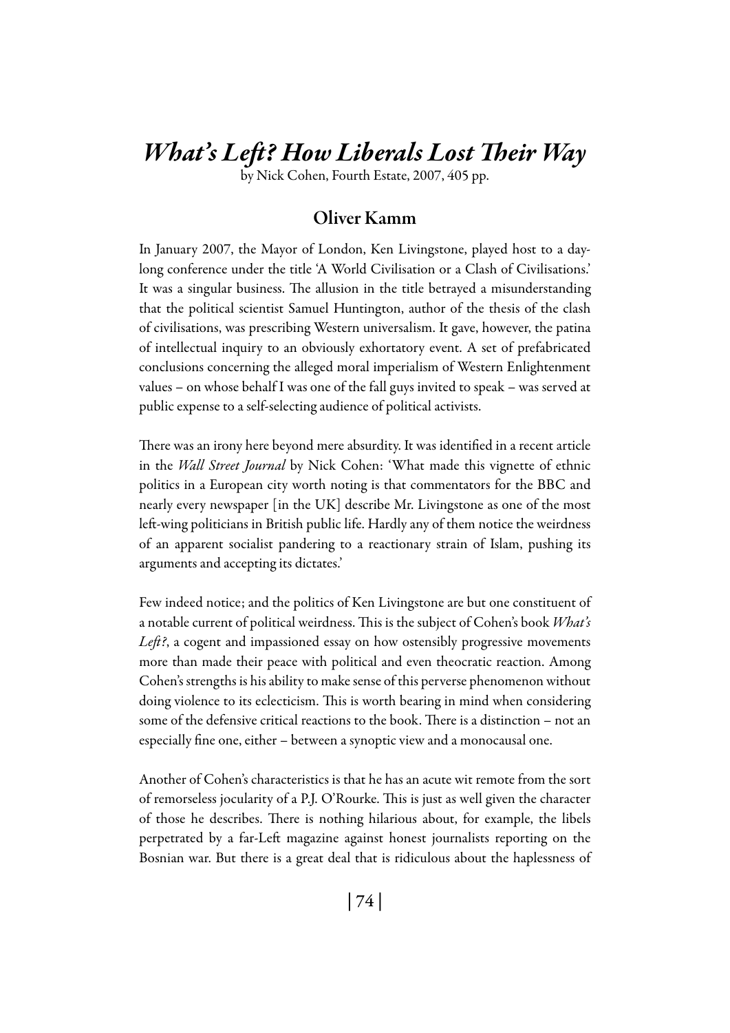# *What's Left? How Liberals Lost Their Way*

by Nick Cohen, Fourth Estate, 2007, 405 pp.

## Oliver Kamm

In January 2007, the Mayor of London, Ken Livingstone, played host to a day-long conference under the title 'A World Civilisation or a Clash of Civilisations.' It was a singular business. The allusion in the title betrayed a misunderstanding that the political scientist Samuel Huntington, author of the thesis of the clash of civilisations, was prescribing Western universalism. It gave, however, the patina of intellectual inquiry to an obviously exhortatory event. A set of prefabricated conclusions concerning the alleged moral imperialism of Western Enlightenment values – on whose behalf I was one of the fall guys invited to speak – was served at public expense to a self-selecting audience of political activists.

There was an irony here beyond mere absurdity. It was identified in a recent article in the *Wall Street Journal* by Nick Cohen: 'What made this vignette of ethnic politics in a European city worth noting is that commentators for the BBC and nearly every newspaper [in the UK] describe Mr. Livingstone as one of the most left-wing politicians in British public life. Hardly any of them notice the weirdness of an apparent socialist pandering to a reactionary strain of Islam, pushing its arguments and accepting its dictates.'

Few indeed notice; and the politics of Ken Livingstone are but one constituent of a notable current of political weirdness. This is the subject of Cohen's book *What's Left?*, a cogent and impassioned essay on how ostensibly progressive movements more than made their peace with political and even theocratic reaction. Among Cohen's strengths is his ability to make sense of this perverse phenomenon without doing violence to its eclecticism. This is worth bearing in mind when considering some of the defensive critical reactions to the book. There is a distinction – not an especially fine one, either – between a synoptic view and a monocausal one.

Another of Cohen's characteristics is that he has an acute wit remote from the sort of remorseless jocularity of a P.J. O'Rourke. This is just as well given the character of those he describes. There is nothing hilarious about, for example, the libels perpetrated by a far-Left magazine against honest journalists reporting on the Bosnian war. But there is a great deal that is ridiculous about the haplessness of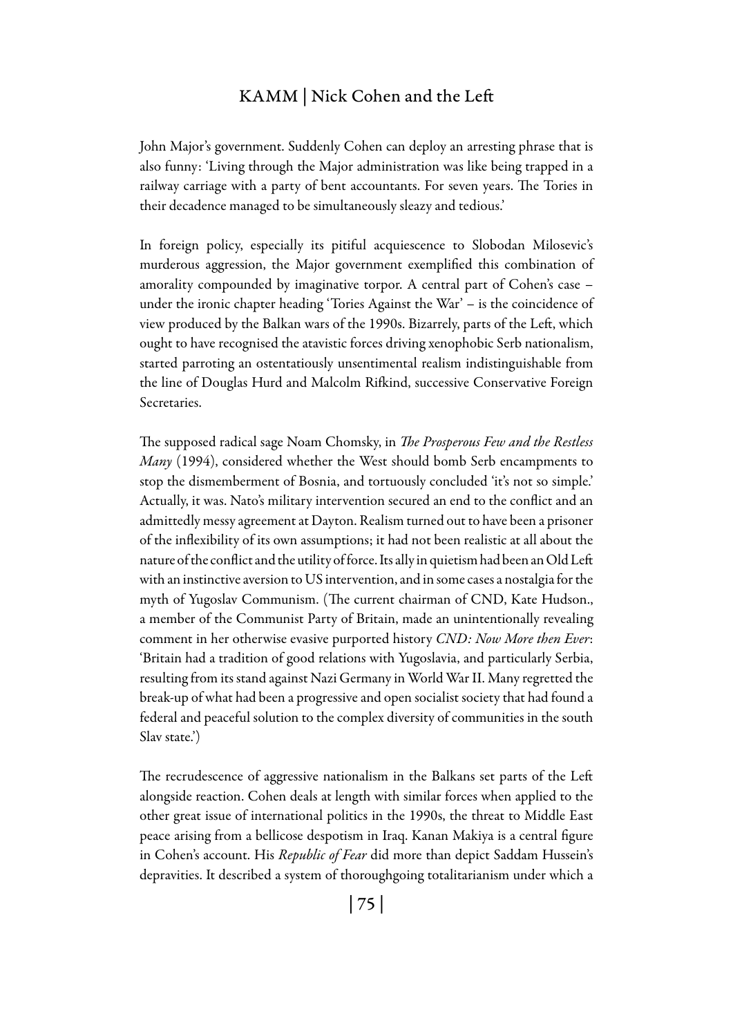John Major's government. Suddenly Cohen can deploy an arresting phrase that is also funny: 'Living through the Major administration was like being trapped in a railway carriage with a party of bent accountants. For seven years. The Tories in their decadence managed to be simultaneously sleazy and tedious.'

In foreign policy, especially its pitiful acquiescence to Slobodan Milosevic's murderous aggression, the Major government exemplified this combination of amorality compounded by imaginative torpor. A central part of Cohen's case – under the ironic chapter heading 'Tories Against the War' – is the coincidence of view produced by the Balkan wars of the 1990s. Bizarrely, parts of the Left, which ought to have recognised the atavistic forces driving xenophobic Serb nationalism, started parroting an ostentatiously unsentimental realism indistinguishable from the line of Douglas Hurd and Malcolm Rifkind, successive Conservative Foreign Secretaries.

The supposed radical sage Noam Chomsky, in *The Prosperous Few and the Restless Many* (1994), considered whether the West should bomb Serb encampments to stop the dismemberment of Bosnia, and tortuously concluded 'it's not so simple.' Actually, it was. Nato's military intervention secured an end to the conflict and an admittedly messy agreement at Dayton. Realism turned out to have been a prisoner of the inflexibility of its own assumptions; it had not been realistic at all about the nature of the conflict and the utility of force. Its ally in quietism had been an Old Left with an instinctive aversion to US intervention, and in some cases a nostalgia for the myth of Yugoslav Communism. (The current chairman of CND, Kate Hudson., a member of the Communist Party of Britain, made an unintentionally revealing comment in her otherwise evasive purported history *CND: Now More then Ever*: 'Britain had a tradition of good relations with Yugoslavia, and particularly Serbia, resulting from its stand against Nazi Germany in World War II. Many regretted the break-up of what had been a progressive and open socialist society that had found a federal and peaceful solution to the complex diversity of communities in the south Slav state.')

The recrudescence of aggressive nationalism in the Balkans set parts of the Left alongside reaction. Cohen deals at length with similar forces when applied to the other great issue of international politics in the 1990s, the threat to Middle East peace arising from a bellicose despotism in Iraq. Kanan Makiya is a central figure in Cohen's account. His *Republic of Fear* did more than depict Saddam Hussein's depravities. It described a system of thoroughgoing totalitarianism under which a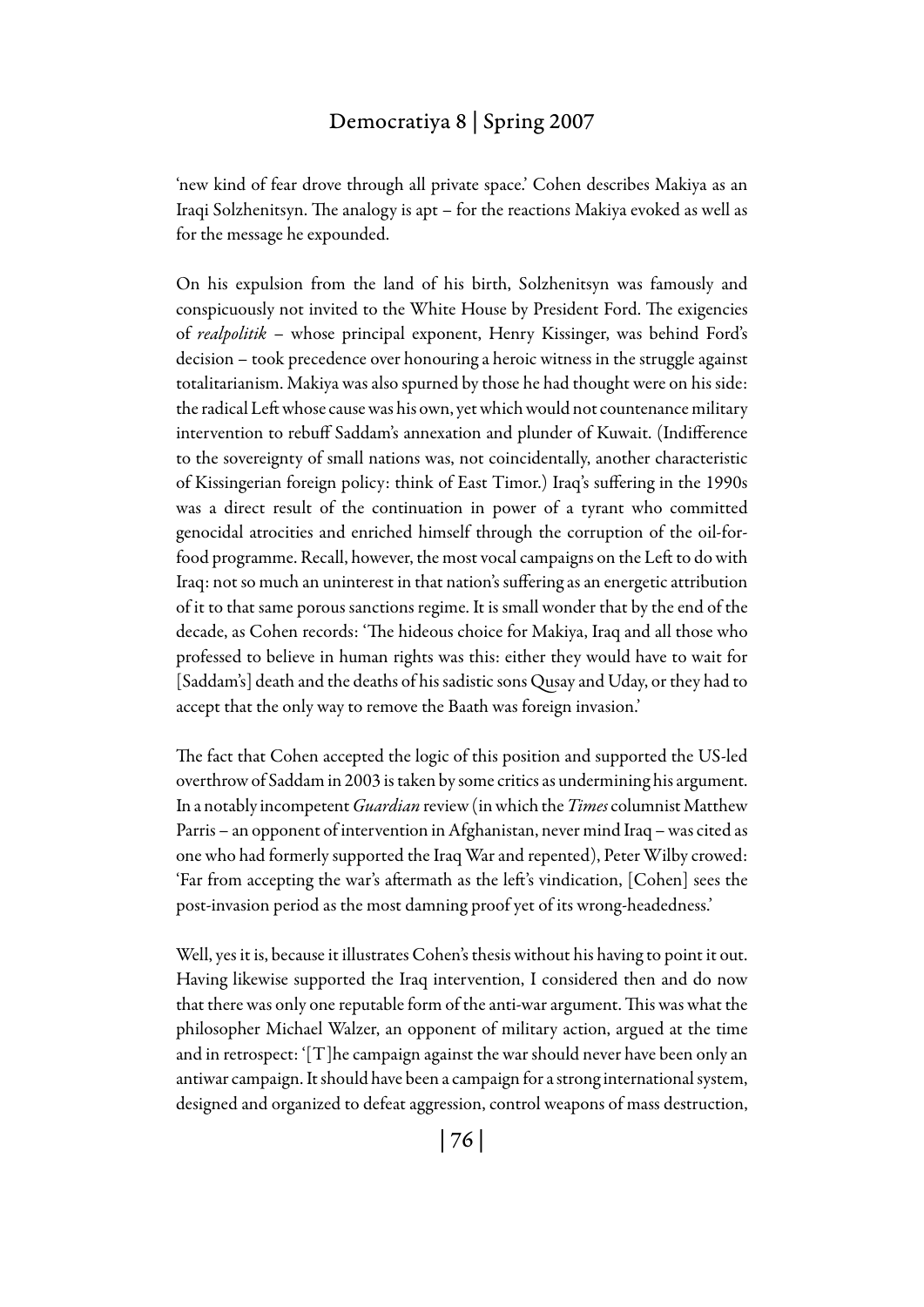'new kind of fear drove through all private space.' Cohen describes Makiya as an Iraqi Solzhenitsyn. The analogy is apt – for the reactions Makiya evoked as well as for the message he expounded.

On his expulsion from the land of his birth, Solzhenitsyn was famously and conspicuously not invited to the White House by President Ford. The exigencies of *realpolitik* – whose principal exponent, Henry Kissinger, was behind Ford's decision – took precedence over honouring a heroic witness in the struggle against totalitarianism. Makiya was also spurned by those he had thought were on his side: the radical Left whose cause was his own, yet which would not countenance military intervention to rebuff Saddam's annexation and plunder of Kuwait. (Indifference to the sovereignty of small nations was, not coincidentally, another characteristic of Kissingerian foreign policy: think of East Timor.) Iraq's suffering in the 1990s was a direct result of the continuation in power of a tyrant who committed genocidal atrocities and enriched himself through the corruption of the oil-for-food programme. Recall, however, the most vocal campaigns on the Left to do with Iraq: not so much an uninterest in that nation's suffering as an energetic attribution of it to that same porous sanctions regime. It is small wonder that by the end of the decade, as Cohen records: 'The hideous choice for Makiya, Iraq and all those who professed to believe in human rights was this: either they would have to wait for [Saddam's] death and the deaths of his sadistic sons Qusay and Uday, or they had to accept that the only way to remove the Baath was foreign invasion.'

The fact that Cohen accepted the logic of this position and supported the US-led overthrow of Saddam in 2003 is taken by some critics as undermining his argument. In a notably incompetent *Guardian* review (in which the *Times* columnist Matthew Parris – an opponent of intervention in Afghanistan, never mind Iraq – was cited as one who had formerly supported the Iraq War and repented), Peter Wilby crowed: 'Far from accepting the war's aftermath as the left's vindication, [Cohen] sees the post-invasion period as the most damning proof yet of its wrong-headedness.'

Well, yes it is, because it illustrates Cohen's thesis without his having to point it out. Having likewise supported the Iraq intervention, I considered then and do now that there was only one reputable form of the anti-war argument. This was what the philosopher Michael Walzer, an opponent of military action, argued at the time and in retrospect: '[T]he campaign against the war should never have been only an antiwar campaign. It should have been a campaign for a strong international system, designed and organized to defeat aggression, control weapons of mass destruction,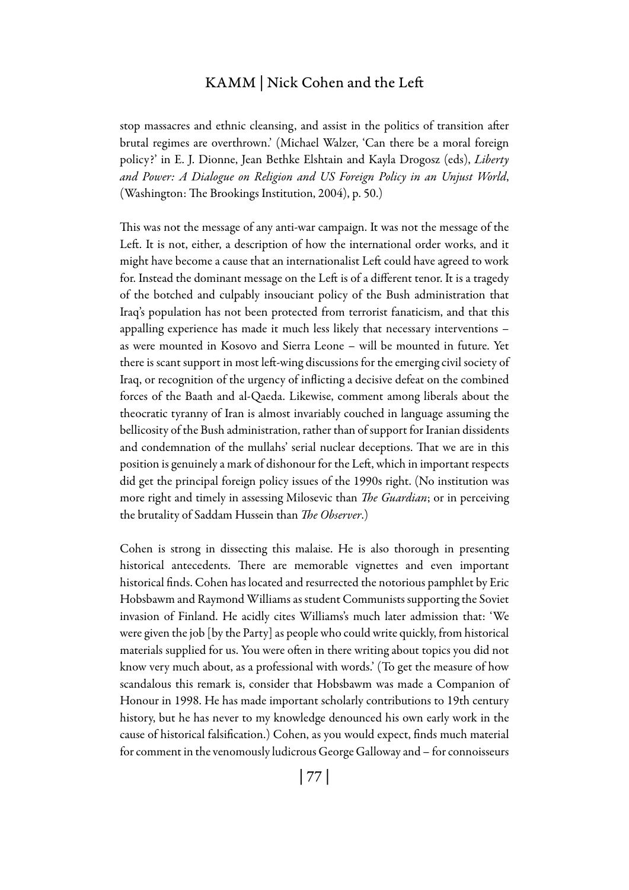stop massacres and ethnic cleansing, and assist in the politics of transition after brutal regimes are overthrown.' (Michael Walzer, 'Can there be a moral foreign policy?' in E. J. Dionne, Jean Bethke Elshtain and Kayla Drogosz (eds), *Liberty and Power: A Dialogue on Religion and US Foreign Policy in an Unjust World*, (Washington: The Brookings Institution, 2004), p. 50.)

This was not the message of any anti-war campaign. It was not the message of the Left. It is not, either, a description of how the international order works, and it might have become a cause that an internationalist Left could have agreed to work for. Instead the dominant message on the Left is of a different tenor. It is a tragedy of the botched and culpably insouciant policy of the Bush administration that Iraq's population has not been protected from terrorist fanaticism, and that this appalling experience has made it much less likely that necessary interventions – as were mounted in Kosovo and Sierra Leone – will be mounted in future. Yet there is scant support in most left-wing discussions for the emerging civil society of Iraq, or recognition of the urgency of inflicting a decisive defeat on the combined forces of the Baath and al-Qaeda. Likewise, comment among liberals about the theocratic tyranny of Iran is almost invariably couched in language assuming the bellicosity of the Bush administration, rather than of support for Iranian dissidents and condemnation of the mullahs' serial nuclear deceptions. That we are in this position is genuinely a mark of dishonour for the Left, which in important respects did get the principal foreign policy issues of the 1990s right. (No institution was more right and timely in assessing Milosevic than *The Guardian*; or in perceiving the brutality of Saddam Hussein than *The Observer*.)

Cohen is strong in dissecting this malaise. He is also thorough in presenting historical antecedents. There are memorable vignettes and even important historical finds. Cohen has located and resurrected the notorious pamphlet by Eric Hobsbawm and Raymond Williams as student Communists supporting the Soviet invasion of Finland. He acidly cites Williams's much later admission that: 'We were given the job [by the Party] as people who could write quickly, from historical materials supplied for us. You were often in there writing about topics you did not know very much about, as a professional with words.' (To get the measure of how scandalous this remark is, consider that Hobsbawm was made a Companion of Honour in 1998. He has made important scholarly contributions to 19th century history, but he has never to my knowledge denounced his own early work in the cause of historical falsification.) Cohen, as you would expect, finds much material for comment in the venomously ludicrous George Galloway and – for connoisseurs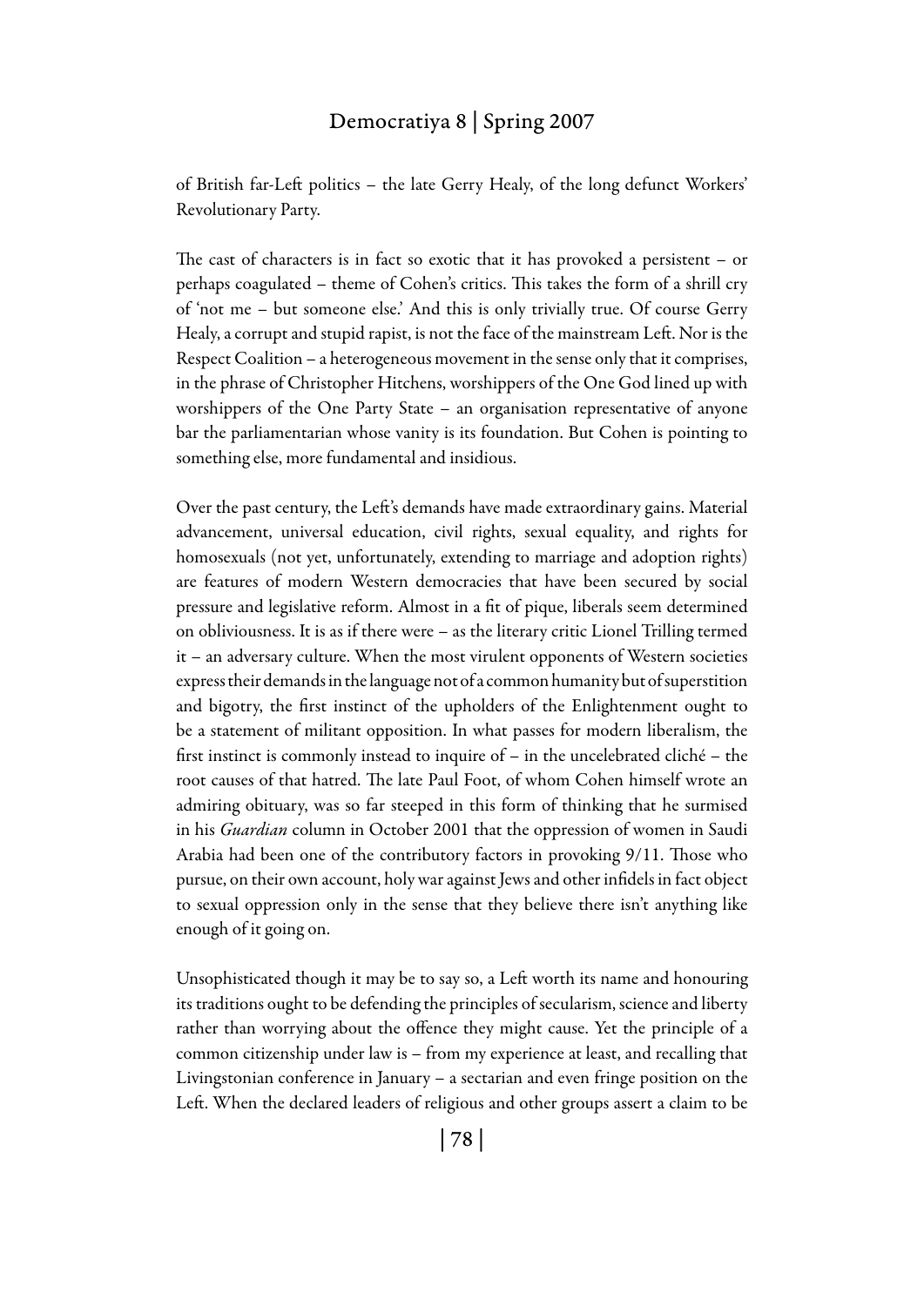of British far-Left politics – the late Gerry Healy, of the long defunct Workers' Revolutionary Party.

The cast of characters is in fact so exotic that it has provoked a persistent – or perhaps coagulated – theme of Cohen's critics. This takes the form of a shrill cry of 'not me – but someone else.' And this is only trivially true. Of course Gerry Healy, a corrupt and stupid rapist, is not the face of the mainstream Left. Nor is the Respect Coalition – a heterogeneous movement in the sense only that it comprises, in the phrase of Christopher Hitchens, worshippers of the One God lined up with worshippers of the One Party State – an organisation representative of anyone bar the parliamentarian whose vanity is its foundation. But Cohen is pointing to something else, more fundamental and insidious.

Over the past century, the Left's demands have made extraordinary gains. Material advancement, universal education, civil rights, sexual equality, and rights for homosexuals (not yet, unfortunately, extending to marriage and adoption rights) are features of modern Western democracies that have been secured by social pressure and legislative reform. Almost in a fit of pique, liberals seem determined on obliviousness. It is as if there were – as the literary critic Lionel Trilling termed it – an adversary culture. When the most virulent opponents of Western societies express their demands in the language not of a common humanity but of superstition and bigotry, the first instinct of the upholders of the Enlightenment ought to be a statement of militant opposition. In what passes for modern liberalism, the first instinct is commonly instead to inquire of – in the uncelebrated cliché – the root causes of that hatred. The late Paul Foot, of whom Cohen himself wrote an admiring obituary, was so far steeped in this form of thinking that he surmised in his *Guardian* column in October 2001 that the oppression of women in Saudi Arabia had been one of the contributory factors in provoking 9/11. Those who pursue, on their own account, holy war against Jews and other infidels in fact object to sexual oppression only in the sense that they believe there isn't anything like enough of it going on.

Unsophisticated though it may be to say so, a Left worth its name and honouring its traditions ought to be defending the principles of secularism, science and liberty rather than worrying about the offence they might cause. Yet the principle of a common citizenship under law is – from my experience at least, and recalling that Livingstonian conference in January – a sectarian and even fringe position on the Left. When the declared leaders of religious and other groups assert a claim to be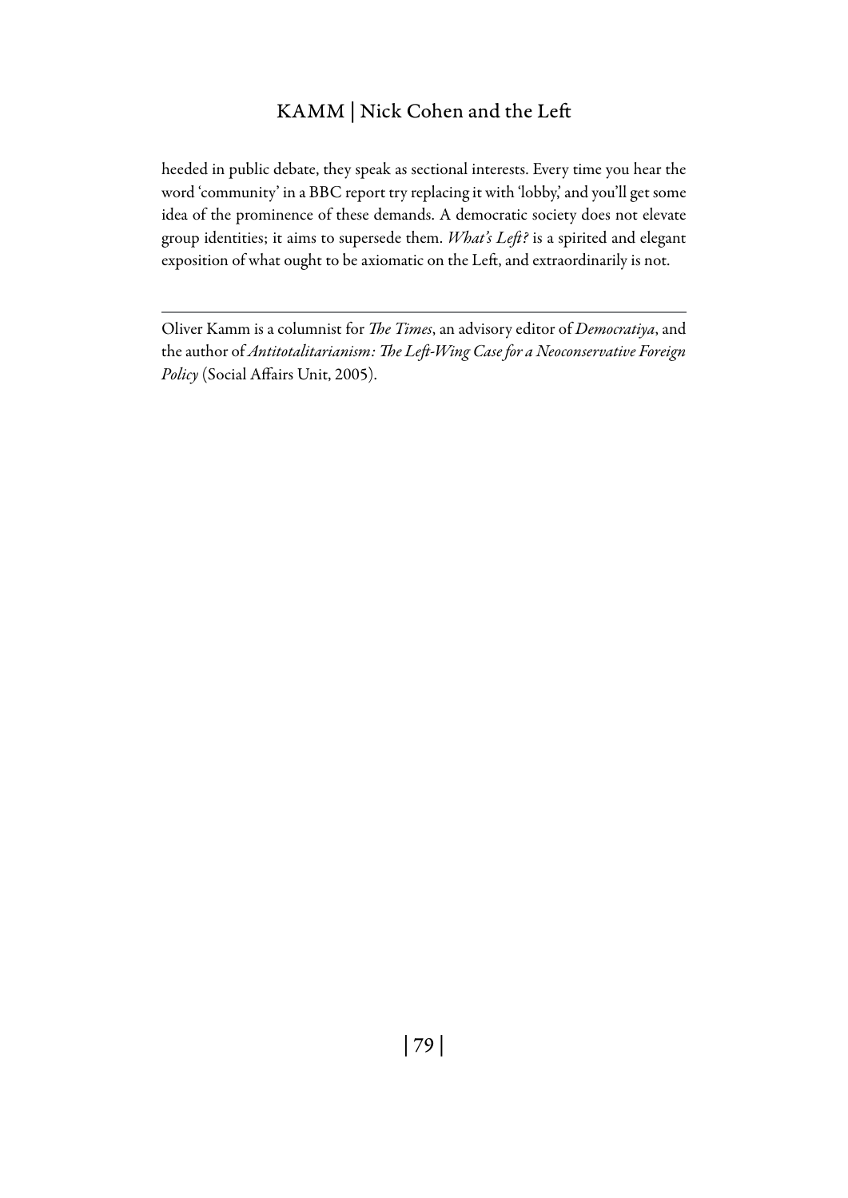heeded in public debate, they speak as sectional interests. Every time you hear the word 'community' in a BBC report try replacing it with 'lobby,' and you'll get some idea of the prominence of these demands. A democratic society does not elevate group identities; it aims to supersede them. *What's Left?* is a spirited and elegant exposition of what ought to be axiomatic on the Left, and extraordinarily is not.

---

Oliver Kamm is a columnist for *The Times*, an advisory editor of *Democratiya*, and the author of *Antitotalitarianism: The Left-Wing Case for a Neoconservative Foreign Policy* (Social Affairs Unit, 2005).